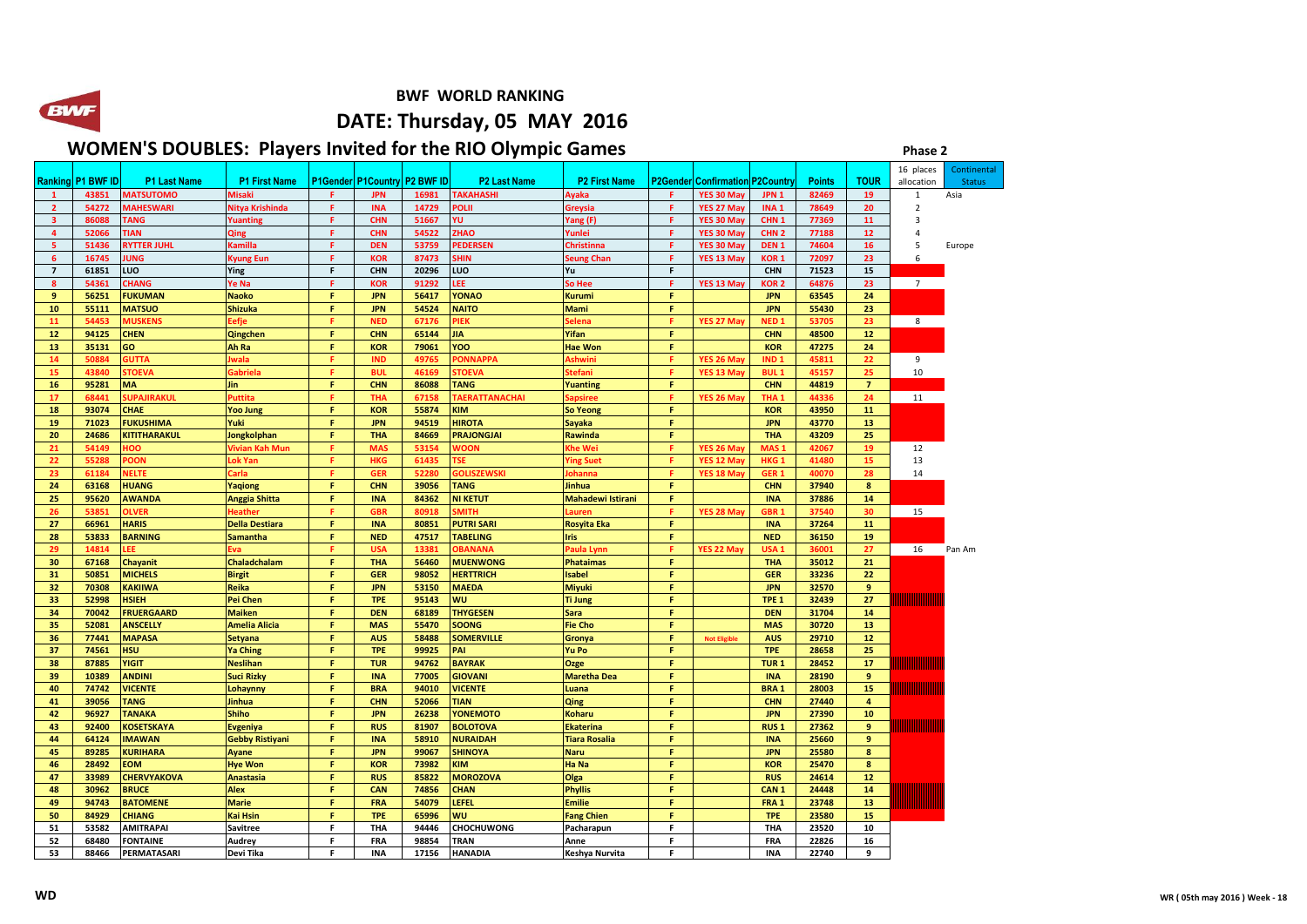# BWF WORLD RANKING

## DATE: Thursday, 05 MAY 2016

## WOMEN'S DOUBLES: Players Invited for the RIO Olympic Games

**Phase 2**

| Ranking | P1 BWF ID | P1 Last Name | P1 First Name | P1Gender | P1Country | P2 BWF ID | P2 Last Name | P2 First Name | P2Gender | Confirmation | P2Country | Points | TOUR | 16 places allocation | Continental Status |
|---|---|---|---|---|---|---|---|---|---|---|---|---|---|---|---|
| 1 | 43851 | MATSUTOMO | Misaki | F | JPN | 16981 | TAKAHASHI | Ayaka | F | YES 30 May | JPN 1 | 82469 | 19 | 1 | Asia |
| 2 | 54272 | MAHESWARI | Nitya Krishinda | F | INA | 14729 | POLII | Greysia | F | YES 27 May | INA 1 | 78649 | 20 | 2 | |
| 3 | 86088 | TANG | Yuanting | F | CHN | 51667 | YU | Yang (F) | F | YES 30 May | CHN 1 | 77369 | 11 | 3 | |
| 4 | 52066 | TIAN | Qing | F | CHN | 54522 | ZHAO | Yunlei | F | YES 30 May | CHN 2 | 77188 | 12 | 4 | |
| 5 | 51436 | RYTTER JUHL | Kamilla | F | DEN | 53759 | PEDERSEN | Christinna | F | YES 30 May | DEN 1 | 74604 | 16 | 5 | Europe |
| 6 | 16745 | JUNG | Kyung Eun | F | KOR | 87473 | SHIN | Seung Chan | F | YES 13 May | KOR 1 | 72097 | 23 | 6 | |
| 7 | 61851 | LUO | Ying | F | CHN | 20296 | LUO | Yu | F | | CHN | 71523 | 15 | | |
| 8 | 54361 | CHANG | Ye Na | F | KOR | 91292 | LEE | So Hee | F | YES 13 May | KOR 2 | 64876 | 23 | 7 | |
| 9 | 56251 | FUKUMAN | Naoko | F | JPN | 56417 | YONAO | Kurumi | F | | JPN | 63545 | 24 | | |
| 10 | 55111 | MATSUO | Shizuka | F | JPN | 54524 | NAITO | Mami | F | | JPN | 55430 | 23 | | |
| 11 | 54453 | MUSKENS | Eefje | F | NED | 67176 | PIEK | Selena | F | YES 27 May | NED 1 | 53705 | 23 | 8 | |
| 12 | 94125 | CHEN | Qingchen | F | CHN | 65144 | JIA | Yifan | F | | CHN | 48500 | 12 | | |
| 13 | 35131 | GO | Ah Ra | F | KOR | 79061 | YOO | Hae Won | F | | KOR | 47275 | 24 | | |
| 14 | 50884 | GUTTA | Jwala | F | IND | 49765 | PONNAPPA | Ashwini | F | YES 26 May | IND 1 | 45811 | 22 | 9 | |
| 15 | 43840 | STOEVA | Gabriela | F | BUL | 46169 | STOEVA | Stefani | F | YES 13 May | BUL 1 | 45157 | 25 | 10 | |
| 16 | 95281 | MA | Jin | F | CHN | 86088 | TANG | Yuanting | F | | CHN | 44819 | 7 | | |
| 17 | 68441 | SUPAJIRAKUL | Puttita | F | THA | 67158 | TAERATTANACHAI | Sapsiree | F | YES 26 May | THA 1 | 44336 | 24 | 11 | |
| 18 | 93074 | CHAE | Yoo Jung | F | KOR | 55874 | KIM | So Yeong | F | | KOR | 43950 | 11 | | |
| 19 | 71023 | FUKUSHIMA | Yuki | F | JPN | 94519 | HIROTA | Sayaka | F | | JPN | 43770 | 13 | | |
| 20 | 24686 | KITITHARAKUL | Jongkolphan | F | THA | 84669 | PRAJONGJAI | Rawinda | F | | THA | 43209 | 25 | | |
| 21 | 54149 | HOO | Vivian Kah Mun | F | MAS | 53154 | WOON | Khe Wei | F | YES 26 May | MAS 1 | 42067 | 19 | 12 | |
| 22 | 55288 | POON | Lok Yan | F | HKG | 61435 | TSE | Ying Suet | F | YES 12 May | HKG 1 | 41480 | 15 | 13 | |
| 23 | 61184 | NELTE | Carla | F | GER | 52280 | GOLISZEWSKI | Johanna | F | YES 18 May | GER 1 | 40070 | 28 | 14 | |
| 24 | 63168 | HUANG | Yaqiong | F | CHN | 39056 | TANG | Jinhua | F | | CHN | 37940 | 8 | | |
| 25 | 95620 | AWANDA | Anggia Shitta | F | INA | 84362 | NI KETUT | Mahadewi Istirani | F | | INA | 37886 | 14 | | |
| 26 | 53851 | OLVER | Heather | F | GBR | 80918 | SMITH | Lauren | F | YES 28 May | GBR 1 | 37540 | 30 | 15 | |
| 27 | 66961 | HARIS | Della Destiara | F | INA | 80851 | PUTRI SARI | Rosyita Eka | F | | INA | 37264 | 11 | | |
| 28 | 53833 | BARNING | Samantha | F | NED | 47517 | TABELING | Iris | F | | NED | 36150 | 19 | | |
| 29 | 14814 | LEE | Eva | F | USA | 13381 | OBANANA | Paula Lynn | F | YES 22 May | USA 1 | 36001 | 27 | 16 | Pan Am |
| 30 | 67168 | Chayanit | Chaladchalam | F | THA | 56460 | MUENWONG | Phataimas | F | | THA | 35012 | 21 | | |
| 31 | 50851 | MICHELS | Birgit | F | GER | 98052 | HERTTRICH | Isabel | F | | GER | 33236 | 22 | | |
| 32 | 70308 | KAKIIWA | Reika | F | JPN | 53150 | MAEDA | Miyuki | F | | JPN | 32570 | 9 | | |
| 33 | 52998 | HSIEH | Pei Chen | F | TPE | 95143 | WU | Ti Jung | F | | TPE 1 | 32439 | 27 | | |
| 34 | 70042 | FRUERGAARD | Maiken | F | DEN | 68189 | THYGESEN | Sara | F | | DEN | 31704 | 14 | | |
| 35 | 52081 | ANSCELLY | Amelia Alicia | F | MAS | 55470 | SOONG | Fie Cho | F | | MAS | 30720 | 13 | | |
| 36 | 77441 | MAPASA | Setyana | F | AUS | 58488 | SOMERVILLE | Gronya | F | Not Eligible | AUS | 29710 | 12 | | |
| 37 | 74561 | HSU | Ya Ching | F | TPE | 99925 | PAI | Yu Po | F | | TPE | 28658 | 25 | | |
| 38 | 87885 | YIGIT | Neslihan | F | TUR | 94762 | BAYRAK | Ozge | F | | TUR 1 | 28452 | 17 | | |
| 39 | 10389 | ANDINI | Suci Rizky | F | INA | 77005 | GIOVANI | Maretha Dea | F | | INA | 28190 | 9 | | |
| 40 | 74742 | VICENTE | Lohaynny | F | BRA | 94010 | VICENTE | Luana | F | | BRA 1 | 28003 | 15 | | |
| 41 | 39056 | TANG | Jinhua | F | CHN | 52066 | TIAN | Qing | F | | CHN | 27440 | 4 | | |
| 42 | 96927 | TANAKA | Shiho | F | JPN | 26238 | YONEMOTO | Koharu | F | | JPN | 27390 | 10 | | |
| 43 | 92400 | KOSETSKAYA | Evgeniya | F | RUS | 81907 | BOLOTOVA | Ekaterina | F | | RUS 1 | 27362 | 9 | | |
| 44 | 64124 | IMAWAN | Gebby Ristiyani | F | INA | 58910 | NURAIDAH | Tiara Rosalia | F | | INA | 25660 | 9 | | |
| 45 | 89285 | KURIHARA | Ayane | F | JPN | 99067 | SHINOYA | Naru | F | | JPN | 25580 | 8 | | |
| 46 | 28492 | EOM | Hye Won | F | KOR | 73982 | KIM | Ha Na | F | | KOR | 25470 | 8 | | |
| 47 | 33989 | CHERVYAKOVA | Anastasia | F | RUS | 85822 | MOROZOVA | Olga | F | | RUS | 24614 | 12 | | |
| 48 | 30962 | BRUCE | Alex | F | CAN | 74856 | CHAN | Phyllis | F | | CAN 1 | 24448 | 14 | | |
| 49 | 94743 | BATOMENE | Marie | F | FRA | 54079 | LEFEL | Emilie | F | | FRA 1 | 23748 | 13 | | |
| 50 | 84929 | CHIANG | Kai Hsin | F | TPE | 65996 | WU | Fang Chien | F | | TPE | 23580 | 15 | | |
| 51 | 53582 | AMITRAPAI | Savitree | F | THA | 94446 | CHOCHUWONG | Pacharapun | F | | THA | 23520 | 10 | | |
| 52 | 68480 | FONTAINE | Audrey | F | FRA | 98854 | TRAN | Anne | F | | FRA | 22826 | 16 | | |
| 53 | 88466 | PERMATASARI | Devi Tika | F | INA | 17156 | HANADIA | Keshya Nurvita | F | | INA | 22740 | 9 | | |

WD

WR ( 05th may 2016 ) Week - 18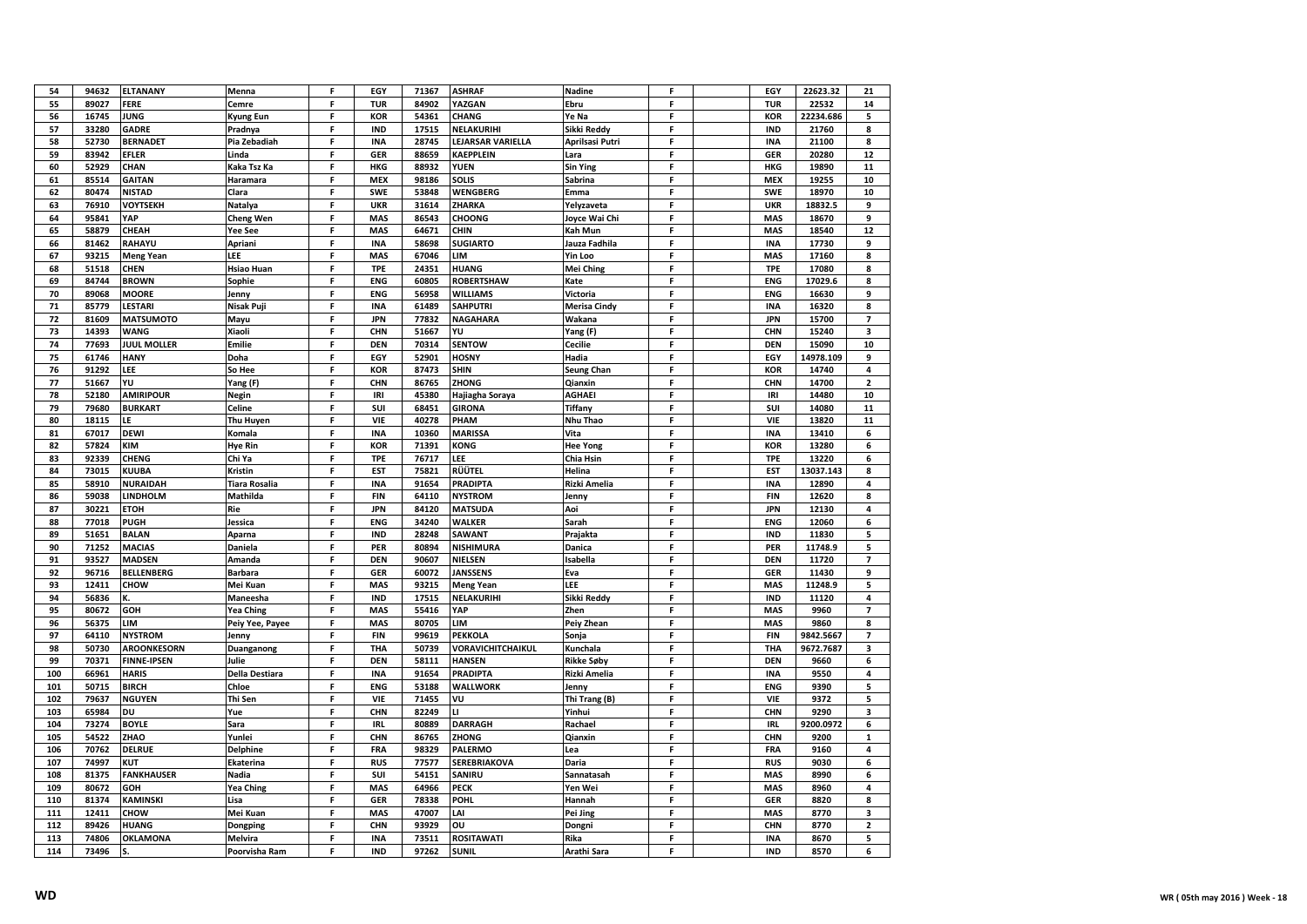| | | | | | | | | | | | | | |
|---|---|---|---|---|---|---|---|---|---|---|---|---|---|
| 54 | 94632 | ELTANANY | Menna | F | EGY | 71367 | ASHRAF | Nadine | F | | EGY | 22623.32 | 21 |
| 55 | 89027 | FERE | Cemre | F | TUR | 84902 | YAZGAN | Ebru | F | | TUR | 22532 | 14 |
| 56 | 16745 | JUNG | Kyung Eun | F | KOR | 54361 | CHANG | Ye Na | F | | KOR | 22234.686 | 5 |
| 57 | 33280 | GADRE | Pradnya | F | IND | 17515 | NELAKURIHI | Sikki Reddy | F | | IND | 21760 | 8 |
| 58 | 52730 | BERNADET | Pia Zebadiah | F | INA | 28745 | LEJARSAR VARIELLA | Aprilsasi Putri | F | | INA | 21100 | 8 |
| 59 | 83942 | EFLER | Linda | F | GER | 88659 | KAEPPLEIN | Lara | F | | GER | 20280 | 12 |
| 60 | 52929 | CHAN | Kaka Tsz Ka | F | HKG | 88932 | YUEN | Sin Ying | F | | HKG | 19890 | 11 |
| 61 | 85514 | GAITAN | Haramara | F | MEX | 98186 | SOLIS | Sabrina | F | | MEX | 19255 | 10 |
| 62 | 80474 | NISTAD | Clara | F | SWE | 53848 | WENGBERG | Emma | F | | SWE | 18970 | 10 |
| 63 | 76910 | VOYTSEKH | Natalya | F | UKR | 31614 | ZHARKA | Yelyzaveta | F | | UKR | 18832.5 | 9 |
| 64 | 95841 | YAP | Cheng Wen | F | MAS | 86543 | CHOONG | Joyce Wai Chi | F | | MAS | 18670 | 9 |
| 65 | 58879 | CHEAH | Yee See | F | MAS | 64671 | CHIN | Kah Mun | F | | MAS | 18540 | 12 |
| 66 | 81462 | RAHAYU | Apriani | F | INA | 58698 | SUGIARTO | Jauza Fadhila | F | | INA | 17730 | 9 |
| 67 | 93215 | Meng Yean | LEE | F | MAS | 67046 | LIM | Yin Loo | F | | MAS | 17160 | 8 |
| 68 | 51518 | CHEN | Hsiao Huan | F | TPE | 24351 | HUANG | Mei Ching | F | | TPE | 17080 | 8 |
| 69 | 84744 | BROWN | Sophie | F | ENG | 60805 | ROBERTSHAW | Kate | F | | ENG | 17029.6 | 8 |
| 70 | 89068 | MOORE | Jenny | F | ENG | 56958 | WILLIAMS | Victoria | F | | ENG | 16630 | 9 |
| 71 | 85779 | LESTARI | Nisak Puji | F | INA | 61489 | SAHPUTRI | Merisa Cindy | F | | INA | 16320 | 8 |
| 72 | 81609 | MATSUMOTO | Mayu | F | JPN | 77832 | NAGAHARA | Wakana | F | | JPN | 15700 | 7 |
| 73 | 14393 | WANG | Xiaoli | F | CHN | 51667 | YU | Yang (F) | F | | CHN | 15240 | 3 |
| 74 | 77693 | JUUL MOLLER | Emilie | F | DEN | 70314 | SENTOW | Cecilie | F | | DEN | 15090 | 10 |
| 75 | 61746 | HANY | Doha | F | EGY | 52901 | HOSNY | Hadia | F | | EGY | 14978.109 | 9 |
| 76 | 91292 | LEE | So Hee | F | KOR | 87473 | SHIN | Seung Chan | F | | KOR | 14740 | 4 |
| 77 | 51667 | YU | Yang (F) | F | CHN | 86765 | ZHONG | Qianxin | F | | CHN | 14700 | 2 |
| 78 | 52180 | AMIRIPOUR | Negin | F | IRI | 45380 | Hajiagha Soraya | AGHAEI | F | | IRI | 14480 | 10 |
| 79 | 79680 | BURKART | Celine | F | SUI | 68451 | GIRONA | Tiffany | F | | SUI | 14080 | 11 |
| 80 | 18115 | LE | Thu Huyen | F | VIE | 40278 | PHAM | Nhu Thao | F | | VIE | 13820 | 11 |
| 81 | 67017 | DEWI | Komala | F | INA | 10360 | MARISSA | Vita | F | | INA | 13410 | 6 |
| 82 | 57824 | KIM | Hye Rin | F | KOR | 71391 | KONG | Hee Yong | F | | KOR | 13280 | 6 |
| 83 | 92339 | CHENG | Chi Ya | F | TPE | 76717 | LEE | Chia Hsin | F | | TPE | 13220 | 6 |
| 84 | 73015 | KUUBA | Kristin | F | EST | 75821 | RÜÜTEL | Helina | F | | EST | 13037.143 | 8 |
| 85 | 58910 | NURAIDAH | Tiara Rosalia | F | INA | 91654 | PRADIPTA | Rizki Amelia | F | | INA | 12890 | 4 |
| 86 | 59038 | LINDHOLM | Mathilda | F | FIN | 64110 | NYSTROM | Jenny | F | | FIN | 12620 | 8 |
| 87 | 30221 | ETOH | Rie | F | JPN | 84120 | MATSUDA | Aoi | F | | JPN | 12130 | 4 |
| 88 | 77018 | PUGH | Jessica | F | ENG | 34240 | WALKER | Sarah | F | | ENG | 12060 | 6 |
| 89 | 51651 | BALAN | Aparna | F | IND | 28248 | SAWANT | Prajakta | F | | IND | 11830 | 5 |
| 90 | 71252 | MACIAS | Daniela | F | PER | 80894 | NISHIMURA | Danica | F | | PER | 11748.9 | 5 |
| 91 | 93527 | MADSEN | Amanda | F | DEN | 90607 | NIELSEN | Isabella | F | | DEN | 11720 | 7 |
| 92 | 96716 | BELLENBERG | Barbara | F | GER | 60072 | JANSSENS | Eva | F | | GER | 11430 | 9 |
| 93 | 12411 | CHOW | Mei Kuan | F | MAS | 93215 | Meng Yean | LEE | F | | MAS | 11248.9 | 5 |
| 94 | 56836 | K. | Maneesha | F | IND | 17515 | NELAKURIHI | Sikki Reddy | F | | IND | 11120 | 4 |
| 95 | 80672 | GOH | Yea Ching | F | MAS | 55416 | YAP | Zhen | F | | MAS | 9960 | 7 |
| 96 | 56375 | LIM | Peiy Yee, Payee | F | MAS | 80705 | LIM | Peiy Zhean | F | | MAS | 9860 | 8 |
| 97 | 64110 | NYSTROM | Jenny | F | FIN | 99619 | PEKKOLA | Sonja | F | | FIN | 9842.5667 | 7 |
| 98 | 50730 | AROONKESORN | Duanganong | F | THA | 50739 | VORAVICHITCHAIKUL | Kunchala | F | | THA | 9672.7687 | 3 |
| 99 | 70371 | FINNE-IPSEN | Julie | F | DEN | 58111 | HANSEN | Rikke Søby | F | | DEN | 9660 | 6 |
| 100 | 66961 | HARIS | Della Destiara | F | INA | 91654 | PRADIPTA | Rizki Amelia | F | | INA | 9550 | 4 |
| 101 | 50715 | BIRCH | Chloe | F | ENG | 53188 | WALLWORK | Jenny | F | | ENG | 9390 | 5 |
| 102 | 79637 | NGUYEN | Thi Sen | F | VIE | 71455 | VU | Thi Trang (B) | F | | VIE | 9372 | 5 |
| 103 | 65984 | DU | Yue | F | CHN | 82249 | LI | Yinhui | F | | CHN | 9290 | 3 |
| 104 | 73274 | BOYLE | Sara | F | IRL | 80889 | DARRAGH | Rachael | F | | IRL | 9200.0972 | 6 |
| 105 | 54522 | ZHAO | Yunlei | F | CHN | 86765 | ZHONG | Qianxin | F | | CHN | 9200 | 1 |
| 106 | 70762 | DELRUE | Delphine | F | FRA | 98329 | PALERMO | Lea | F | | FRA | 9160 | 4 |
| 107 | 74997 | KUT | Ekaterina | F | RUS | 77577 | SEREBRIAKOVA | Daria | F | | RUS | 9030 | 6 |
| 108 | 81375 | FANKHAUSER | Nadia | F | SUI | 54151 | SANIRU | Sannatasah | F | | MAS | 8990 | 6 |
| 109 | 80672 | GOH | Yea Ching | F | MAS | 64966 | PECK | Yen Wei | F | | MAS | 8960 | 4 |
| 110 | 81374 | KAMINSKI | Lisa | F | GER | 78338 | POHL | Hannah | F | | GER | 8820 | 8 |
| 111 | 12411 | CHOW | Mei Kuan | F | MAS | 47007 | LAI | Pei Jing | F | | MAS | 8770 | 3 |
| 112 | 89426 | HUANG | Dongping | F | CHN | 93929 | OU | Dongni | F | | CHN | 8770 | 2 |
| 113 | 74806 | OKLAMONA | Melvira | F | INA | 73511 | ROSITAWATI | Rika | F | | INA | 8670 | 5 |
| 114 | 73496 | S. | Poorvisha Ram | F | IND | 97262 | SUNIL | Arathi Sara | F | | IND | 8570 | 6 |

WD

WR ( 05th may 2016 ) Week - 18